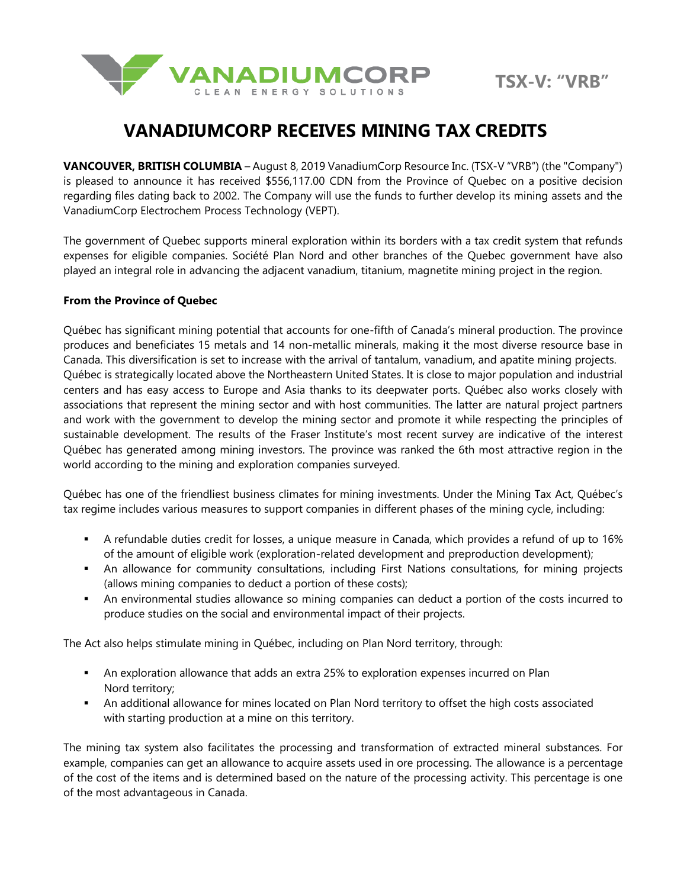VANADIUMCORP
CLEAN ENERGY SOLUTIONS

TSX-V: "VRB"

# VANADIUMCORP RECEIVES MINING TAX CREDITS

**VANCOUVER, BRITISH COLUMBIA** – August 8, 2019 VanadiumCorp Resource Inc. (TSX-V "VRB") (the "Company") is pleased to announce it has received $556,117.00 CDN from the Province of Quebec on a positive decision regarding files dating back to 2002. The Company will use the funds to further develop its mining assets and the VanadiumCorp Electrochem Process Technology (VEPT).

The government of Quebec supports mineral exploration within its borders with a tax credit system that refunds expenses for eligible companies. Société Plan Nord and other branches of the Quebec government have also played an integral role in advancing the adjacent vanadium, titanium, magnetite mining project in the region.

**From the Province of Quebec**

Québec has significant mining potential that accounts for one-fifth of Canada's mineral production. The province produces and beneficiates 15 metals and 14 non-metallic minerals, making it the most diverse resource base in Canada. This diversification is set to increase with the arrival of tantalum, vanadium, and apatite mining projects. Québec is strategically located above the Northeastern United States. It is close to major population and industrial centers and has easy access to Europe and Asia thanks to its deepwater ports. Québec also works closely with associations that represent the mining sector and with host communities. The latter are natural project partners and work with the government to develop the mining sector and promote it while respecting the principles of sustainable development. The results of the Fraser Institute's most recent survey are indicative of the interest Québec has generated among mining investors. The province was ranked the 6th most attractive region in the world according to the mining and exploration companies surveyed.

Québec has one of the friendliest business climates for mining investments. Under the Mining Tax Act, Québec's tax regime includes various measures to support companies in different phases of the mining cycle, including:

- A refundable duties credit for losses, a unique measure in Canada, which provides a refund of up to 16% of the amount of eligible work (exploration-related development and preproduction development);
- An allowance for community consultations, including First Nations consultations, for mining projects (allows mining companies to deduct a portion of these costs);
- An environmental studies allowance so mining companies can deduct a portion of the costs incurred to produce studies on the social and environmental impact of their projects.

The Act also helps stimulate mining in Québec, including on Plan Nord territory, through:

- An exploration allowance that adds an extra 25% to exploration expenses incurred on Plan Nord territory;
- An additional allowance for mines located on Plan Nord territory to offset the high costs associated with starting production at a mine on this territory.

The mining tax system also facilitates the processing and transformation of extracted mineral substances. For example, companies can get an allowance to acquire assets used in ore processing. The allowance is a percentage of the cost of the items and is determined based on the nature of the processing activity. This percentage is one of the most advantageous in Canada.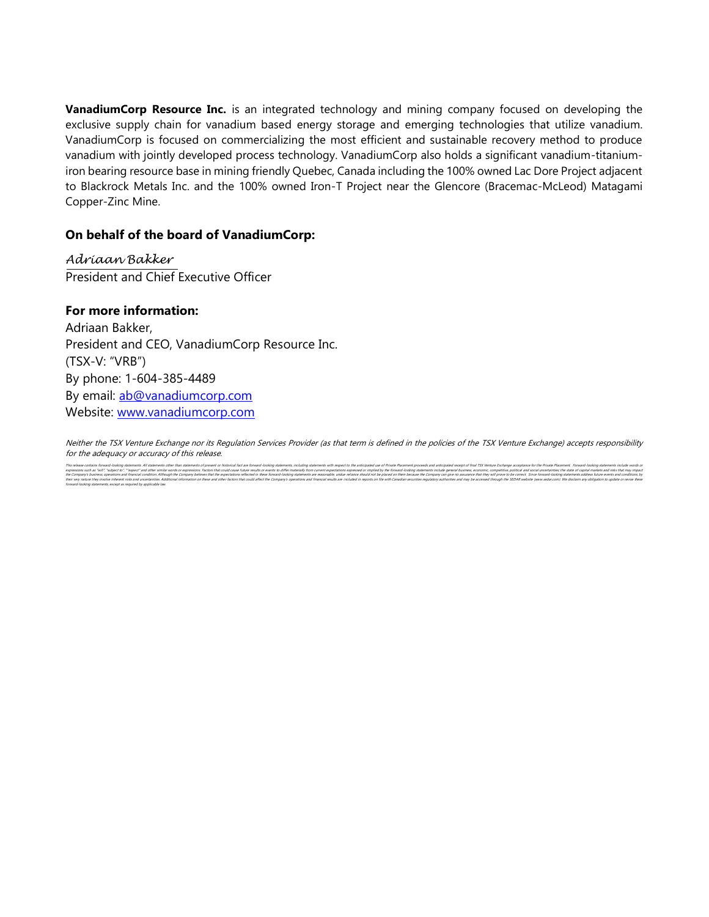**VanadiumCorp Resource Inc.** is an integrated technology and mining company focused on developing the exclusive supply chain for vanadium based energy storage and emerging technologies that utilize vanadium. VanadiumCorp is focused on commercializing the most efficient and sustainable recovery method to produce vanadium with jointly developed process technology. VanadiumCorp also holds a significant vanadium-titanium-iron bearing resource base in mining friendly Quebec, Canada including the 100% owned Lac Dore Project adjacent to Blackrock Metals Inc. and the 100% owned Iron-T Project near the Glencore (Bracemac-McLeod) Matagami Copper-Zinc Mine.

**On behalf of the board of VanadiumCorp:**

*Adriaan Bakker*
President and Chief Executive Officer

**For more information:**
Adriaan Bakker,
President and CEO, VanadiumCorp Resource Inc.
(TSX-V: "VRB")
By phone: 1-604-385-4489
By email: ab@vanadiumcorp.com
Website: www.vanadiumcorp.com

*Neither the TSX Venture Exchange nor its Regulation Services Provider (as that term is defined in the policies of the TSX Venture Exchange) accepts responsibility for the adequacy or accuracy of this release.*

*This release contains forward-looking statements. All statements other than statements of present or historical fact are forward-looking statements, including statements with respect to the anticipated use of Private Placement proceeds and anticipated receipt of final TSX Venture Exchange acceptance for the Private Placement. Forward-looking statements include words or expressions such as "will", "subject to", "expect" and other similar words or expressions. Factors that could cause future results or events to differ materially from current expectations expressed or implied by the forward-looking statements include general business, economic, competitive, political and social uncertainties; the state of capital markets and risks that may impact the Company's business, operations and financial condition. Although the Company believes that the expectations reflected in these forward-looking statements are reasonable, undue reliance should not be placed on them because the Company can give no assurance that they will prove to be correct. Since forward-looking statements address future events and conditions, by their very nature they involve inherent risks and uncertainties. Additional information on these and other factors that could affect the Company's operations and financial results are included in reports on file with Canadian securities regulatory authorities and may be accessed through the SEDAR website (www.sedar.com). We disclaim any obligation to update or revise these forward-looking statements, except as required by applicable law.*